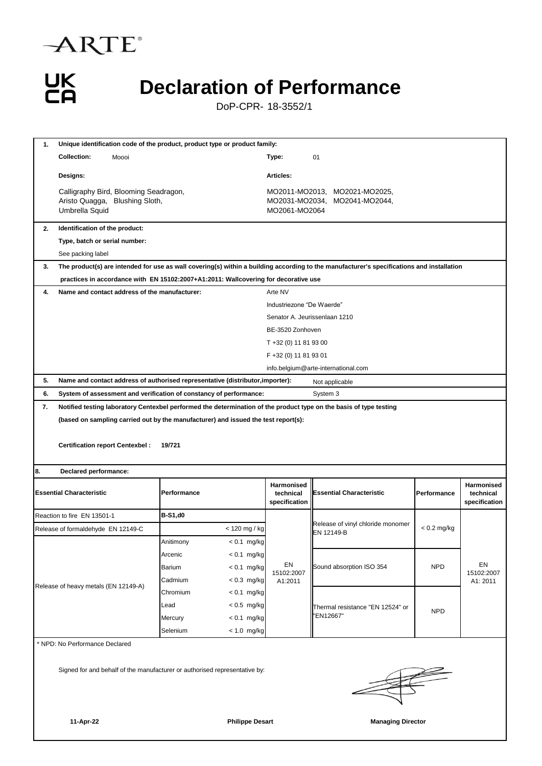ARTE®

UK CA

# Declaration of Performance

DoP-CPR- 18-3552/1

**1. Unique identification code of the product, product type or product family:**

**Collection:** Moooi

**Type:** 01

**Designs:**

Calligraphy Bird, Blooming Seadragon, Aristo Quagga, Blushing Sloth, Umbrella Squid

**Articles:**

MO2011-MO2013, MO2021-MO2025, MO2031-MO2034, MO2041-MO2044, MO2061-MO2064

**2. Identification of the product:**

**Type, batch or serial number:**

See packing label

**3. The product(s) are intended for use as wall covering(s) within a building according to the manufacturer's specifications and installation practices in accordance with EN 15102:2007+A1:2011: Wallcovering for decorative use**

**4. Name and contact address of the manufacturer:**

Arte NV
Industriezone "De Waerde"
Senator A. Jeurissenlaan 1210
BE-3520 Zonhoven
T +32 (0) 11 81 93 00
F +32 (0) 11 81 93 01
info.belgium@arte-international.com

**5. Name and contact address of authorised representative (distributor,importer):** Not applicable

**6. System of assessment and verification of constancy of performance:** System 3

**7. Notified testing laboratory Centexbel performed the determination of the product type on the basis of type testing (based on sampling carried out by the manufacturer) and issued the test report(s):**

**Certification report Centexbel : 19/721**

**8. Declared performance:**

| Essential Characteristic | Performance | | Harmonised technical specification | Essential Characteristic | Performance | Harmonised technical specification |
|---|---|---|---|---|---|---|
| Reaction to fire EN 13501-1 | **B-S1,d0** | | EN 15102:2007 A1:2011 | Release of vinyl chloride monomer EN 12149-B | < 0.2 mg/kg | EN 15102:2007 A1: 2011 |
| Release of formaldehyde EN 12149-C | | < 120 mg / kg | | | | |
| Release of heavy metals (EN 12149-A) | Anitimony | < 0.1 mg/kg | | | | |
| | Arcenic | < 0.1 mg/kg | | Sound absorption ISO 354 | NPD | |
| | Barium | < 0.1 mg/kg | | | | |
| | Cadmium | < 0.3 mg/kg | | | | |
| | Chromium | < 0.1 mg/kg | | Thermal resistance "EN 12524" or "EN12667" | NPD | |
| | Lead | < 0.5 mg/kg | | | | |
| | Mercury | < 0.1 mg/kg | | | | |
| | Selenium | < 1.0 mg/kg | | | | |

\* NPD: No Performance Declared

Signed for and behalf of the manufacturer or authorised representative by:

**11-Apr-22** **Philippe Desart** **Managing Director**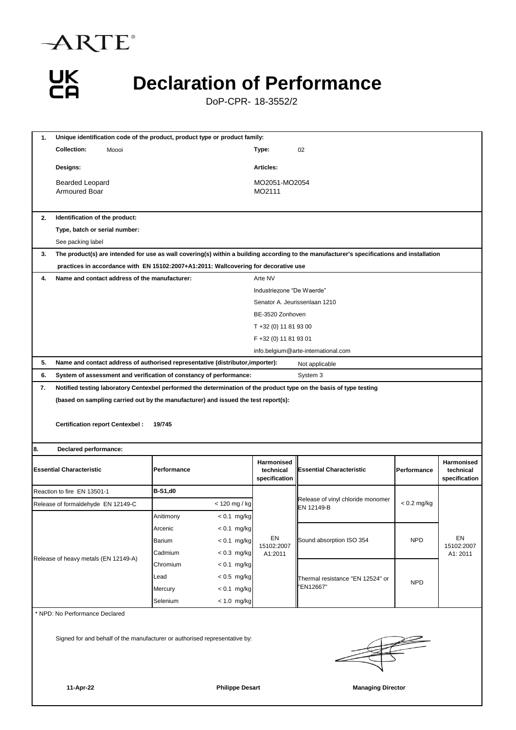ARTE®

UK CA

# Declaration of Performance

DoP-CPR- 18-3552/2

**1. Unique identification code of the product, product type or product family:**

**Collection:** Moooi

**Type:** 02

**Designs:**

Bearded Leopard
Armoured Boar

**Articles:**

MO2051-MO2054
MO2111

**2. Identification of the product:**

**Type, batch or serial number:**

See packing label

**3. The product(s) are intended for use as wall covering(s) within a building according to the manufacturer's specifications and installation practices in accordance with EN 15102:2007+A1:2011: Wallcovering for decorative use**

**4. Name and contact address of the manufacturer:**

Arte NV
Industriezone "De Waerde"
Senator A. Jeurissenlaan 1210
BE-3520 Zonhoven
T +32 (0) 11 81 93 00
F +32 (0) 11 81 93 01
info.belgium@arte-international.com

**5. Name and contact address of authorised representative (distributor,importer):** Not applicable

**6. System of assessment and verification of constancy of performance:** System 3

**7. Notified testing laboratory Centexbel performed the determination of the product type on the basis of type testing (based on sampling carried out by the manufacturer) and issued the test report(s):**

**Certification report Centexbel : 19/745**

**8. Declared performance:**

| Essential Characteristic | Performance | | Harmonised technical specification | Essential Characteristic | Performance | Harmonised technical specification |
|---|---|---|---|---|---|---|
| Reaction to fire EN 13501-1 | **B-S1,d0** | | EN 15102:2007 A1:2011 | Release of vinyl chloride monomer EN 12149-B | < 0.2 mg/kg | EN 15102:2007 A1: 2011 |
| Release of formaldehyde EN 12149-C | | < 120 mg / kg | | | | |
| Release of heavy metals (EN 12149-A) | Anitimony | < 0.1 mg/kg | | | | |
| | Arcenic | < 0.1 mg/kg | | Sound absorption ISO 354 | NPD | |
| | Barium | < 0.1 mg/kg | | | | |
| | Cadmium | < 0.3 mg/kg | | | | |
| | Chromium | < 0.1 mg/kg | | Thermal resistance "EN 12524" or "EN12667" | NPD | |
| | Lead | < 0.5 mg/kg | | | | |
| | Mercury | < 0.1 mg/kg | | | | |
| | Selenium | < 1.0 mg/kg | | | | |

* NPD: No Performance Declared

Signed for and behalf of the manufacturer or authorised representative by:

**11-Apr-22** **Philippe Desart** **Managing Director**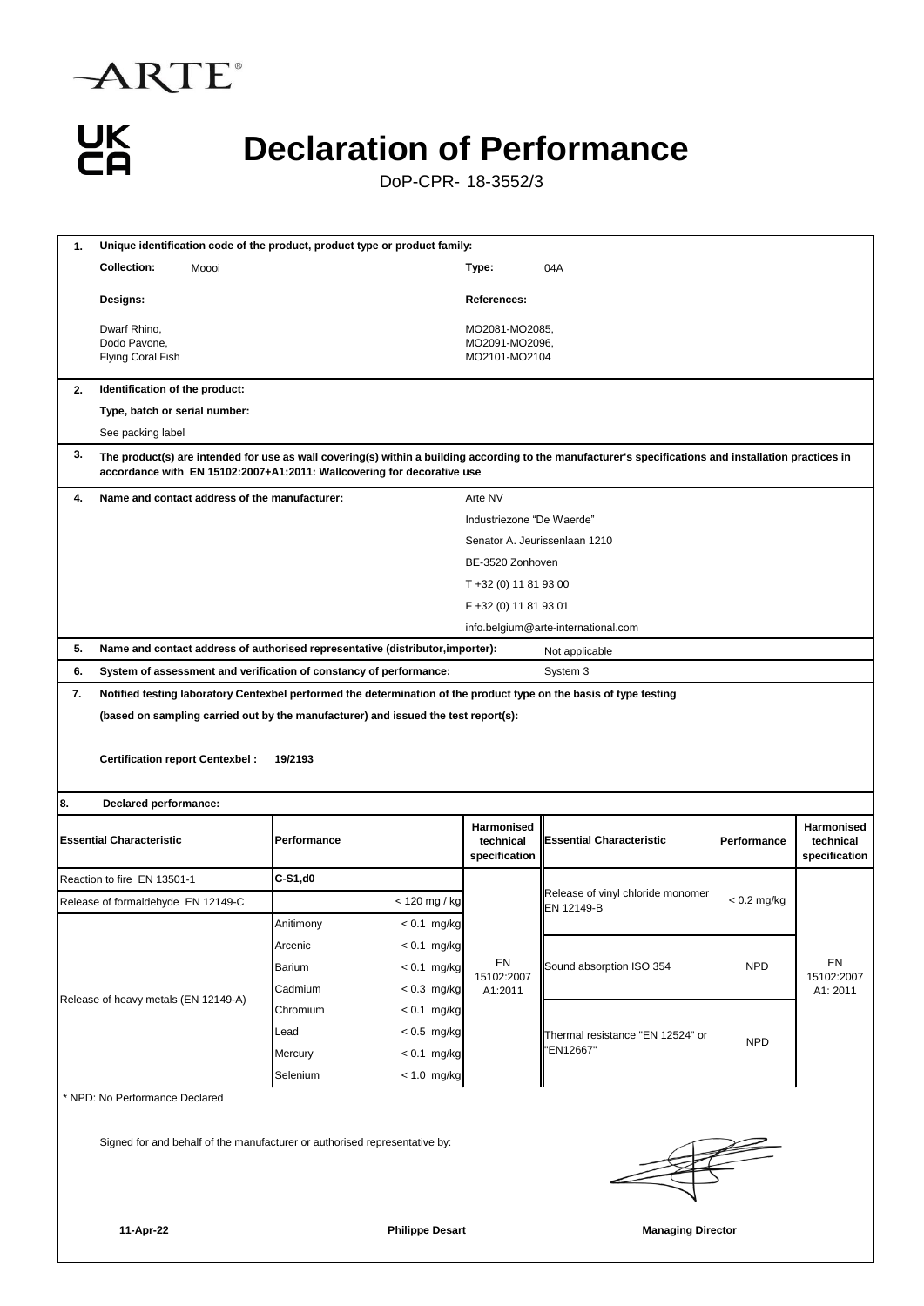ARTE®

UK CA

# Declaration of Performance

DoP-CPR- 18-3552/3

**1. Unique identification code of the product, product type or product family:**

**Collection:** Moooi

**Type:** 04A

**Designs:**

Dwarf Rhino,
Dodo Pavone,
Flying Coral Fish

**References:**

MO2081-MO2085,
MO2091-MO2096,
MO2101-MO2104

**2. Identification of the product:**

**Type, batch or serial number:**

See packing label

**3. The product(s) are intended for use as wall covering(s) within a building according to the manufacturer's specifications and installation practices in accordance with EN 15102:2007+A1:2011: Wallcovering for decorative use**

**4. Name and contact address of the manufacturer:**

Arte NV
Industriezone "De Waerde"
Senator A. Jeurissenlaan 1210
BE-3520 Zonhoven
T +32 (0) 11 81 93 00
F +32 (0) 11 81 93 01
info.belgium@arte-international.com

**5. Name and contact address of authorised representative (distributor,importer):** Not applicable

**6. System of assessment and verification of constancy of performance:** System 3

**7. Notified testing laboratory Centexbel performed the determination of the product type on the basis of type testing**

**(based on sampling carried out by the manufacturer) and issued the test report(s):**

**Certification report Centexbel : 19/2193**

**8. Declared performance:**

| Essential Characteristic | Performance | | Harmonised technical specification | Essential Characteristic | Performance | Harmonised technical specification |
|---|---|---|---|---|---|---|
| Reaction to fire EN 13501-1 | C-S1,d0 | | EN 15102:2007 A1:2011 | Release of vinyl chloride monomer EN 12149-B | < 0.2 mg/kg | EN 15102:2007 A1: 2011 |
| Release of formaldehyde EN 12149-C | | < 120 mg / kg | | | | |
| Release of heavy metals (EN 12149-A) | Anitimony | < 0.1 mg/kg | | Sound absorption ISO 354 | NPD | |
| | Arcenic | < 0.1 mg/kg | | | | |
| | Barium | < 0.1 mg/kg | | | | |
| | Cadmium | < 0.3 mg/kg | | | | |
| | Chromium | < 0.1 mg/kg | | Thermal resistance "EN 12524" or "EN12667" | NPD | |
| | Lead | < 0.5 mg/kg | | | | |
| | Mercury | < 0.1 mg/kg | | | | |
| | Selenium | < 1.0 mg/kg | | | | |

\* NPD: No Performance Declared

Signed for and behalf of the manufacturer or authorised representative by:

**11-Apr-22** **Philippe Desart** **Managing Director**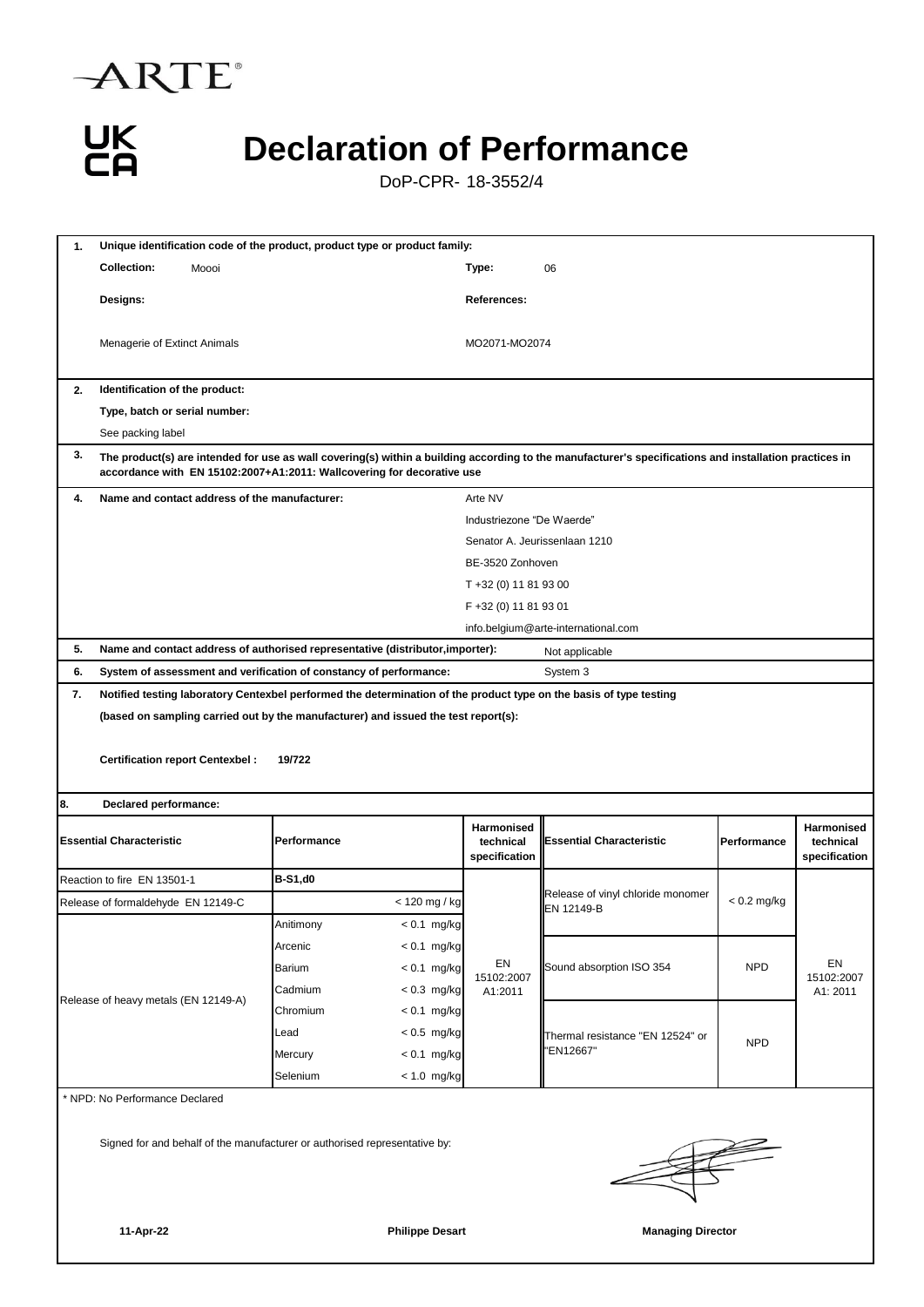ARTE®

UK CA

# Declaration of Performance

DoP-CPR- 18-3552/4

**1. Unique identification code of the product, product type or product family:**

**Collection:** Moooi

**Type:** 06

**Designs:** Menagerie of Extinct Animals

**References:** MO2071-MO2074

**2. Identification of the product:**

**Type, batch or serial number:**

See packing label

**3. The product(s) are intended for use as wall covering(s) within a building according to the manufacturer's specifications and installation practices in accordance with EN 15102:2007+A1:2011: Wallcovering for decorative use**

**4. Name and contact address of the manufacturer:**

Arte NV
Industriezone "De Waerde"
Senator A. Jeurissenlaan 1210
BE-3520 Zonhoven
T +32 (0) 11 81 93 00
F +32 (0) 11 81 93 01
info.belgium@arte-international.com

**5. Name and contact address of authorised representative (distributor,importer):** Not applicable

**6. System of assessment and verification of constancy of performance:** System 3

**7. Notified testing laboratory Centexbel performed the determination of the product type on the basis of type testing (based on sampling carried out by the manufacturer) and issued the test report(s):**

**Certification report Centexbel :** **19/722**

**8. Declared performance:**

| Essential Characteristic | Performance | | Harmonised technical specification | Essential Characteristic | Performance | Harmonised technical specification |
|---|---|---|---|---|---|---|
| Reaction to fire EN 13501-1 | **B-S1,d0** | | EN 15102:2007 A1:2011 | Release of vinyl chloride monomer EN 12149-B | < 0.2 mg/kg | EN 15102:2007 A1: 2011 |
| Release of formaldehyde EN 12149-C | | < 120 mg / kg | | | | |
| Release of heavy metals (EN 12149-A) | Anitimony | < 0.1 mg/kg | | | | |
| | Arcenic | < 0.1 mg/kg | | Sound absorption ISO 354 | NPD | |
| | Barium | < 0.1 mg/kg | | | | |
| | Cadmium | < 0.3 mg/kg | | | | |
| | Chromium | < 0.1 mg/kg | | Thermal resistance "EN 12524" or "EN12667" | NPD | |
| | Lead | < 0.5 mg/kg | | | | |
| | Mercury | < 0.1 mg/kg | | | | |
| | Selenium | < 1.0 mg/kg | | | | |

\* NPD: No Performance Declared

Signed for and behalf of the manufacturer or authorised representative by:

**11-Apr-22** **Philippe Desart** **Managing Director**